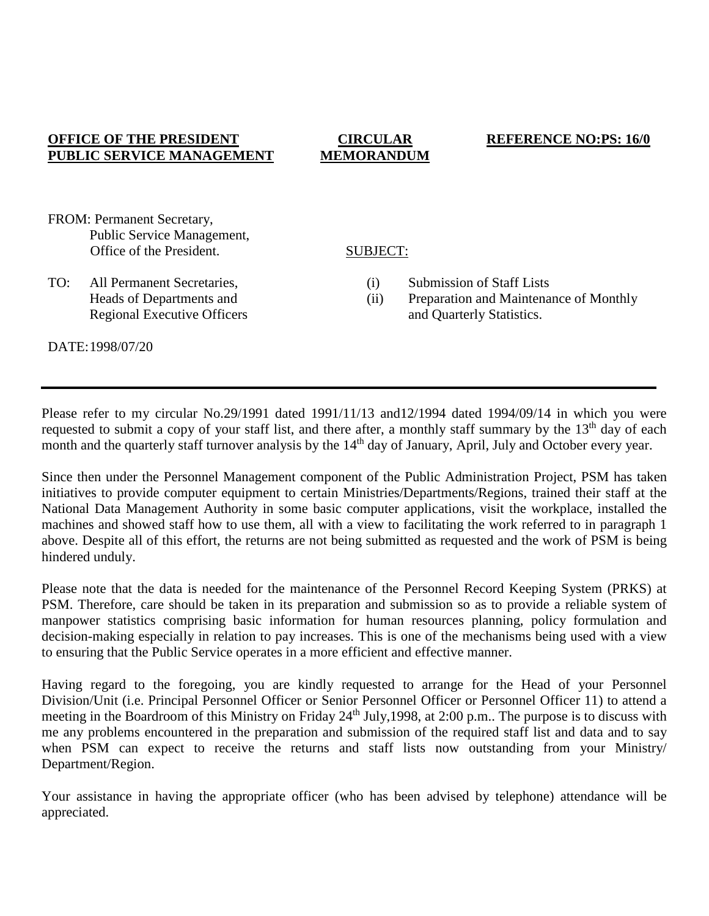**OFFICE OF THE PRESIDENT**
**PUBLIC SERVICE MANAGEMENT**

**CIRCULAR MEMORANDUM**

**REFERENCE NO:PS: 16/0**

FROM: Permanent Secretary,
Public Service Management,
Office of the President.

TO: All Permanent Secretaries,
Heads of Departments and
Regional Executive Officers

DATE:1998/07/20

SUBJECT:

(i) Submission of Staff Lists
(ii) Preparation and Maintenance of Monthly and Quarterly Statistics.

---

Please refer to my circular No.29/1991 dated 1991/11/13 and12/1994 dated 1994/09/14 in which you were requested to submit a copy of your staff list, and there after, a monthly staff summary by the 13th day of each month and the quarterly staff turnover analysis by the 14th day of January, April, July and October every year.

Since then under the Personnel Management component of the Public Administration Project, PSM has taken initiatives to provide computer equipment to certain Ministries/Departments/Regions, trained their staff at the National Data Management Authority in some basic computer applications, visit the workplace, installed the machines and showed staff how to use them, all with a view to facilitating the work referred to in paragraph 1 above. Despite all of this effort, the returns are not being submitted as requested and the work of PSM is being hindered unduly.

Please note that the data is needed for the maintenance of the Personnel Record Keeping System (PRKS) at PSM. Therefore, care should be taken in its preparation and submission so as to provide a reliable system of manpower statistics comprising basic information for human resources planning, policy formulation and decision-making especially in relation to pay increases. This is one of the mechanisms being used with a view to ensuring that the Public Service operates in a more efficient and effective manner.

Having regard to the foregoing, you are kindly requested to arrange for the Head of your Personnel Division/Unit (i.e. Principal Personnel Officer or Senior Personnel Officer or Personnel Officer 11) to attend a meeting in the Boardroom of this Ministry on Friday 24th July,1998, at 2:00 p.m.. The purpose is to discuss with me any problems encountered in the preparation and submission of the required staff list and data and to say when PSM can expect to receive the returns and staff lists now outstanding from your Ministry/ Department/Region.

Your assistance in having the appropriate officer (who has been advised by telephone) attendance will be appreciated.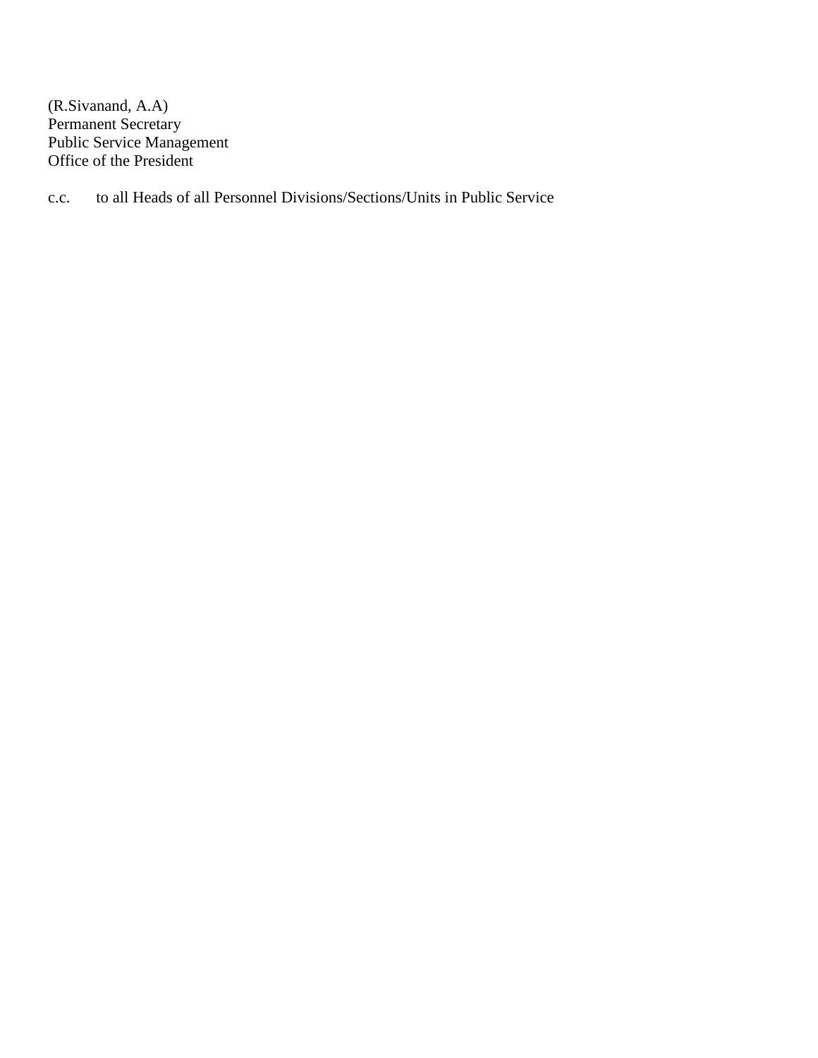(R.Sivanand, A.A)
Permanent Secretary
Public Service Management
Office of the President

c.c. to all Heads of all Personnel Divisions/Sections/Units in Public Service